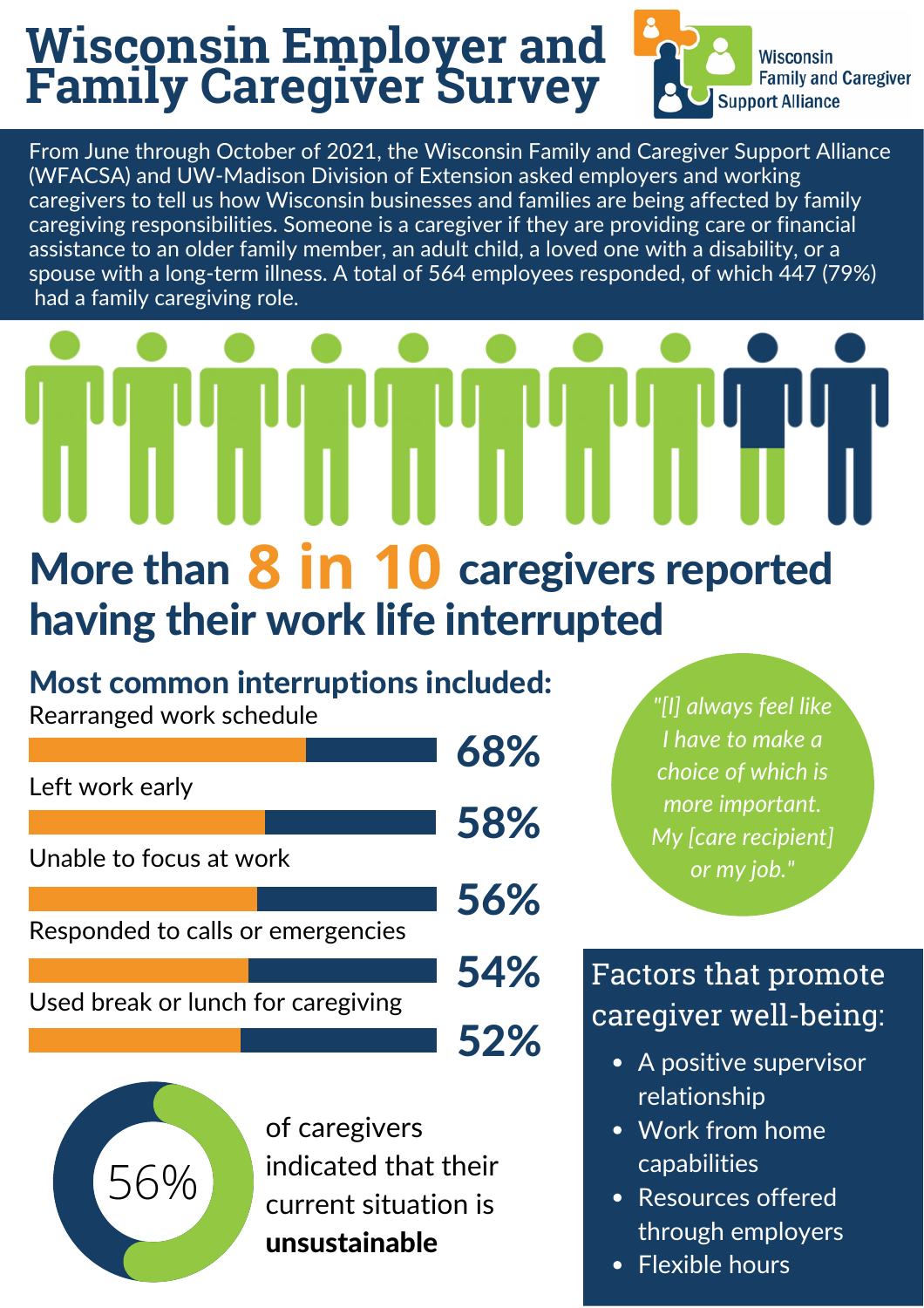# Wisconsin Employer and Family Caregiver Survey

Wisconsin Family and Caregiver Support Alliance

From June through October of 2021, the Wisconsin Family and Caregiver Support Alliance (WFACSA) and UW-Madison Division of Extension asked employers and working caregivers to tell us how Wisconsin businesses and families are being affected by family caregiving responsibilities. Someone is a caregiver if they are providing care or financial assistance to an older family member, an adult child, a loved one with a disability, or a spouse with a long-term illness. A total of 564 employees responded, of which 447 (79%) had a family caregiving role.

## More than 8 in 10 caregivers reported having their work life interrupted

### Most common interruptions included:

| Interruption | Percentage |
| --- | --- |
| Rearranged work schedule | 68% |
| Left work early | 58% |
| Unable to focus at work | 56% |
| Responded to calls or emergencies | 54% |
| Used break or lunch for caregiving | 52% |

*"[I] always feel like I have to make a choice of which is more important. My [care recipient] or my job."*

56% of caregivers indicated that their current situation is **unsustainable**

### Factors that promote caregiver well-being:

- A positive supervisor relationship
- Work from home capabilities
- Resources offered through employers
- Flexible hours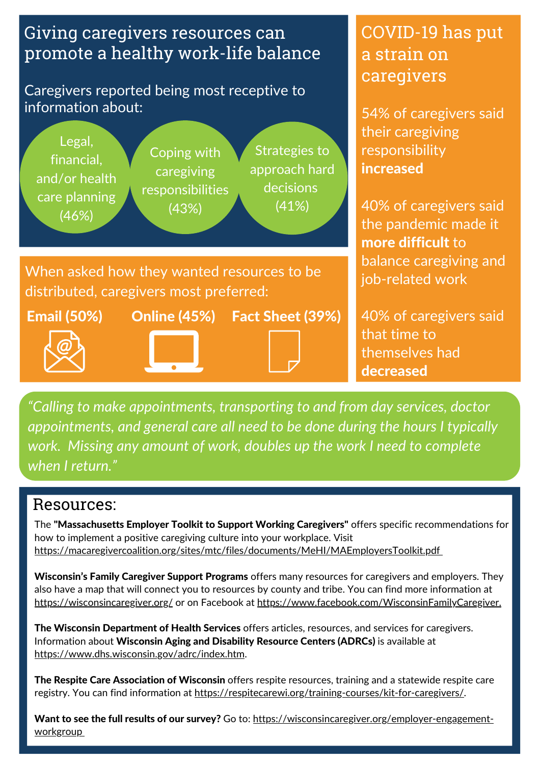## Giving caregivers resources can promote a healthy work-life balance

Caregivers reported being most receptive to information about:

- Legal, financial, and/or health care planning (46%)
- Coping with caregiving responsibilities (43%)
- Strategies to approach hard decisions (41%)

When asked how they wanted resources to be distributed, caregivers most preferred:

**Email (50%)** **Online (45%)** **Fact Sheet (39%)**

## COVID-19 has put a strain on caregivers

54% of caregivers said their caregiving responsibility **increased**

40% of caregivers said the pandemic made it **more difficult** to balance caregiving and job-related work

40% of caregivers said that time to themselves had **decreased**

*"Calling to make appointments, transporting to and from day services, doctor appointments, and general care all need to be done during the hours I typically work. Missing any amount of work, doubles up the work I need to complete when I return."*

## Resources:

The **"Massachusetts Employer Toolkit to Support Working Caregivers"** offers specific recommendations for how to implement a positive caregiving culture into your workplace. Visit https://macaregivercoalition.org/sites/mtc/files/documents/MeHI/MAEmployersToolkit.pdf

**Wisconsin's Family Caregiver Support Programs** offers many resources for caregivers and employers. They also have a map that will connect you to resources by county and tribe. You can find more information at https://wisconsincaregiver.org/ or on Facebook at https://www.facebook.com/WisconsinFamilyCaregiver.

**The Wisconsin Department of Health Services** offers articles, resources, and services for caregivers. Information about **Wisconsin Aging and Disability Resource Centers (ADRCs)** is available at https://www.dhs.wisconsin.gov/adrc/index.htm.

**The Respite Care Association of Wisconsin** offers respite resources, training and a statewide respite care registry. You can find information at https://respitecarewi.org/training-courses/kit-for-caregivers/.

**Want to see the full results of our survey?** Go to: https://wisconsincaregiver.org/employer-engagement-workgroup